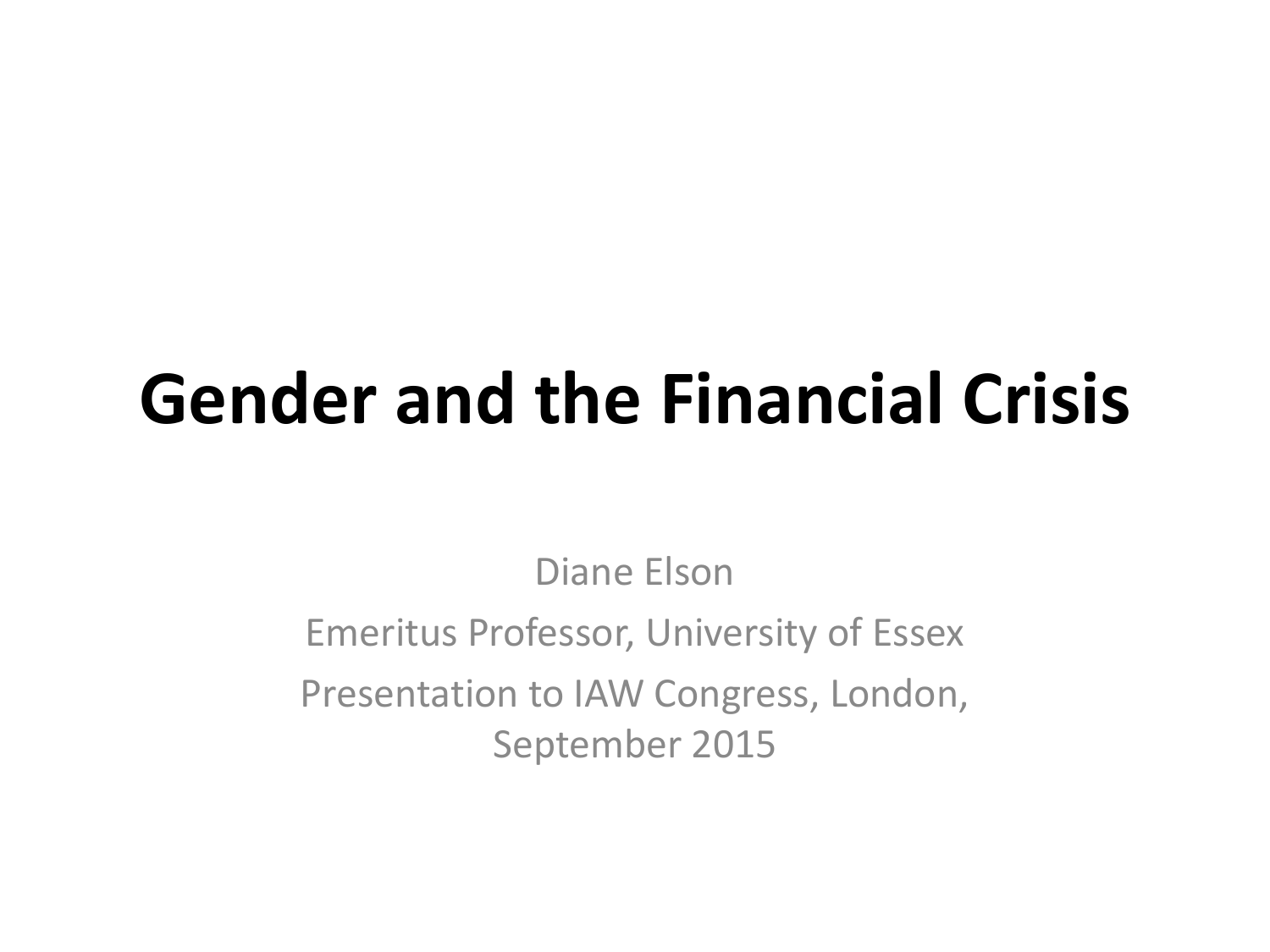# Gender and the Financial Crisis

Diane Elson

Emeritus Professor, University of Essex

Presentation to IAW Congress, London, September 2015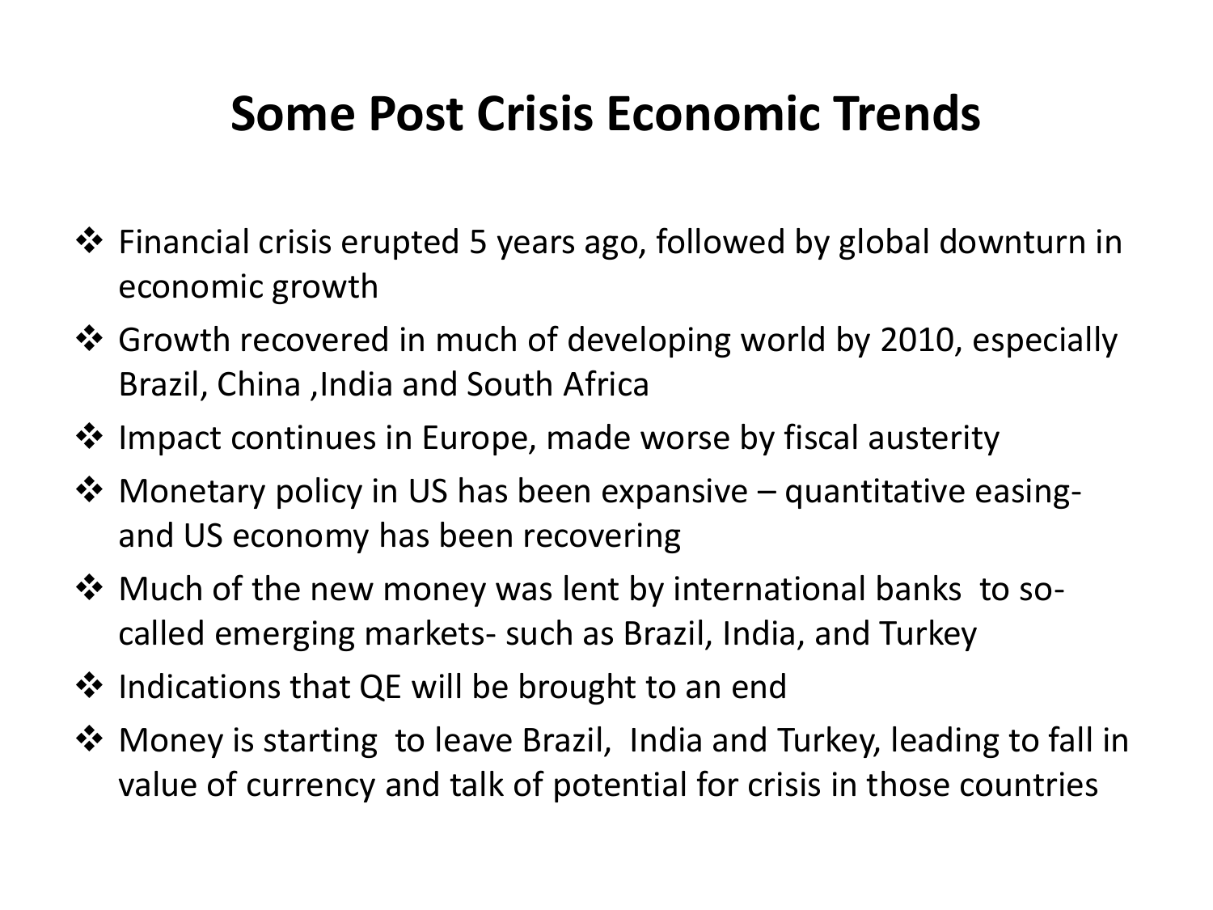# Some Post Crisis Economic Trends

- Financial crisis erupted 5 years ago, followed by global downturn in economic growth
- Growth recovered in much of developing world by 2010, especially Brazil, China ,India and South Africa
- Impact continues in Europe, made worse by fiscal austerity
- Monetary policy in US has been expansive – quantitative easing- and US economy has been recovering
- Much of the new money was lent by international banks to so-called emerging markets- such as Brazil, India, and Turkey
- Indications that QE will be brought to an end
- Money is starting to leave Brazil, India and Turkey, leading to fall in value of currency and talk of potential for crisis in those countries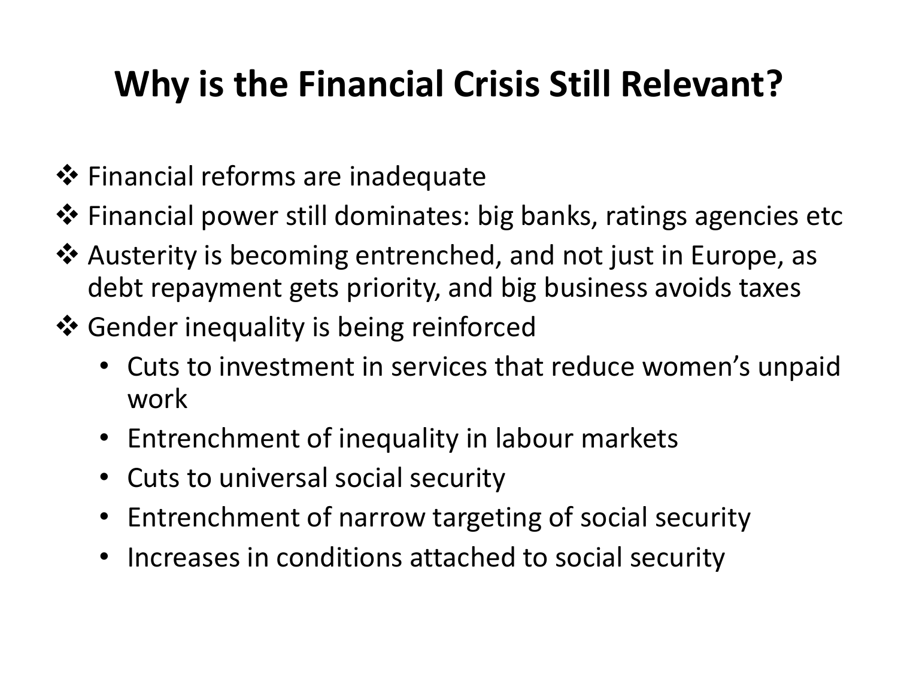# Why is the Financial Crisis Still Relevant?

- Financial reforms are inadequate
- Financial power still dominates: big banks, ratings agencies etc
- Austerity is becoming entrenched, and not just in Europe, as debt repayment gets priority, and big business avoids taxes
- Gender inequality is being reinforced
  - Cuts to investment in services that reduce women's unpaid work
  - Entrenchment of inequality in labour markets
  - Cuts to universal social security
  - Entrenchment of narrow targeting of social security
  - Increases in conditions attached to social security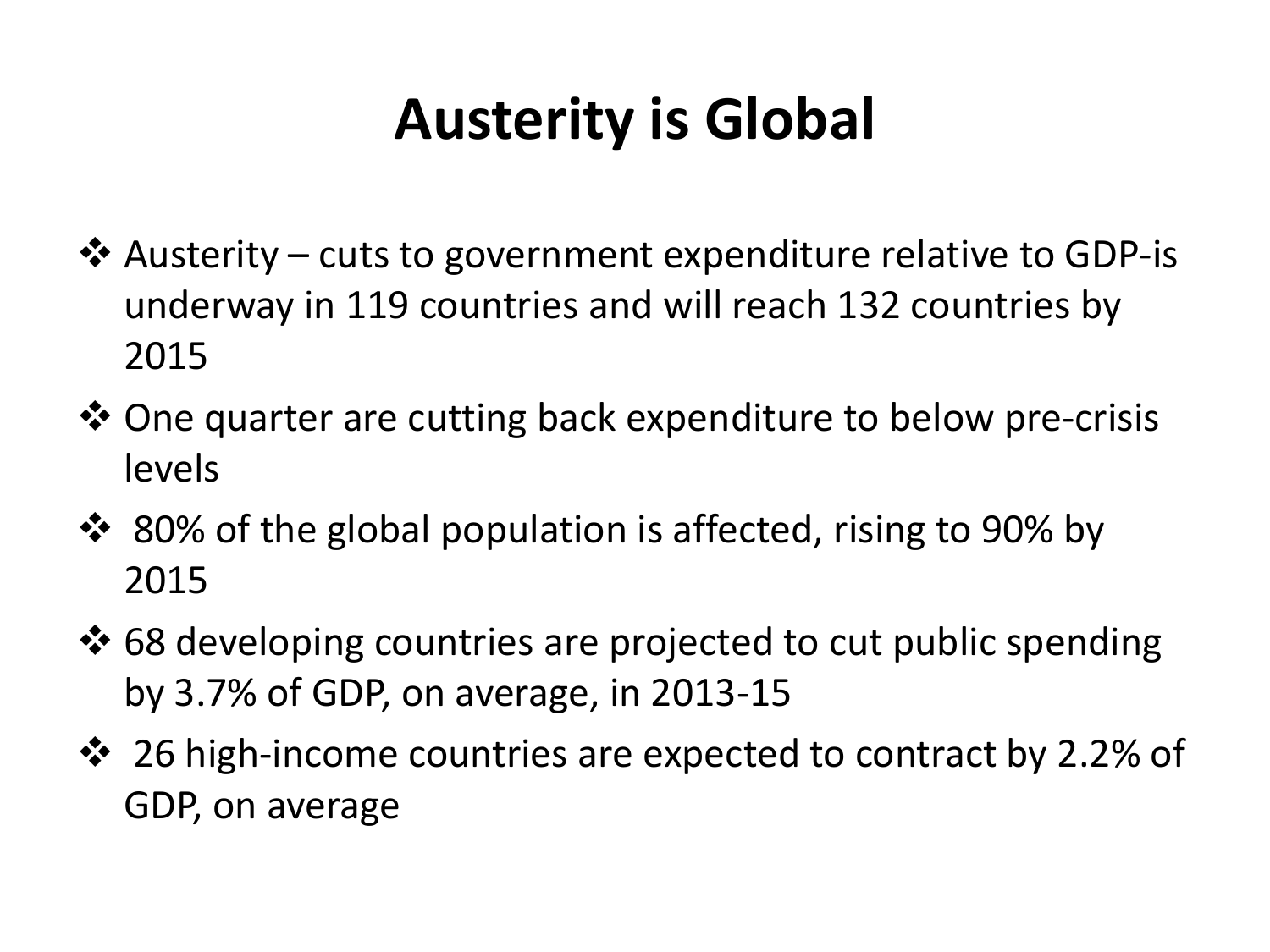# Austerity is Global

- Austerity – cuts to government expenditure relative to GDP-is underway in 119 countries and will reach 132 countries by 2015
- One quarter are cutting back expenditure to below pre-crisis levels
- 80% of the global population is affected, rising to 90% by 2015
- 68 developing countries are projected to cut public spending by 3.7% of GDP, on average, in 2013-15
- 26 high-income countries are expected to contract by 2.2% of GDP, on average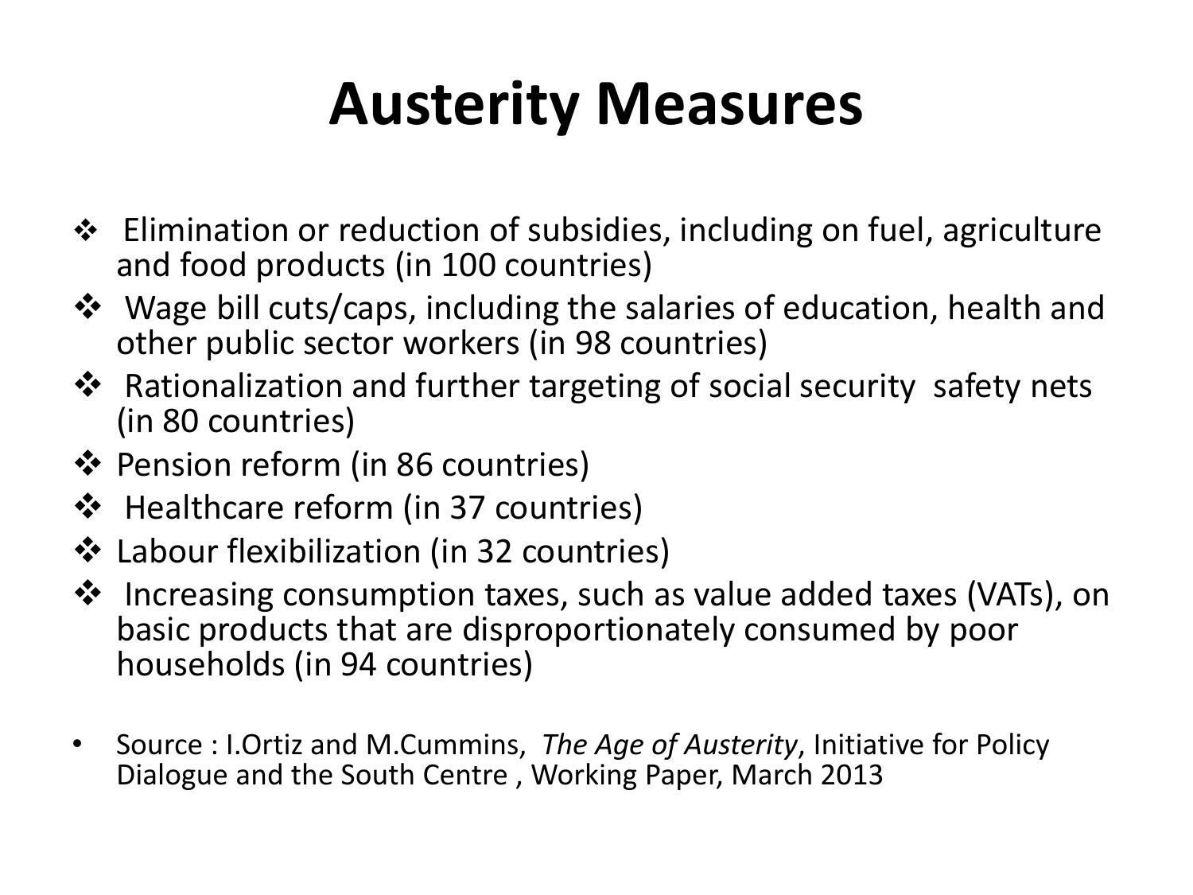# Austerity Measures

- Elimination or reduction of subsidies, including on fuel, agriculture and food products (in 100 countries)
- Wage bill cuts/caps, including the salaries of education, health and other public sector workers (in 98 countries)
- Rationalization and further targeting of social security safety nets (in 80 countries)
- Pension reform (in 86 countries)
- Healthcare reform (in 37 countries)
- Labour flexibilization (in 32 countries)
- Increasing consumption taxes, such as value added taxes (VATs), on basic products that are disproportionately consumed by poor households (in 94 countries)

- Source : I.Ortiz and M.Cummins, *The Age of Austerity*, Initiative for Policy Dialogue and the South Centre , Working Paper, March 2013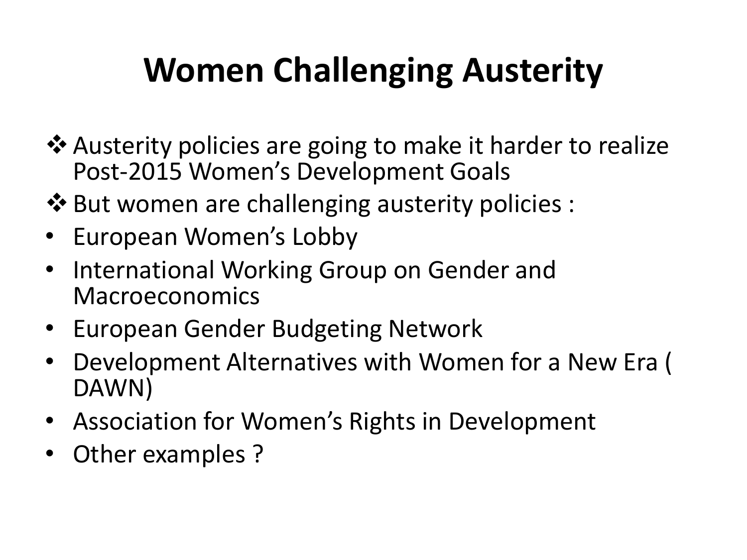# Women Challenging Austerity

- ❖ Austerity policies are going to make it harder to realize Post-2015 Women's Development Goals
- ❖ But women are challenging austerity policies :
- European Women's Lobby
- International Working Group on Gender and Macroeconomics
- European Gender Budgeting Network
- Development Alternatives with Women for a New Era ( DAWN)
- Association for Women's Rights in Development
- Other examples ?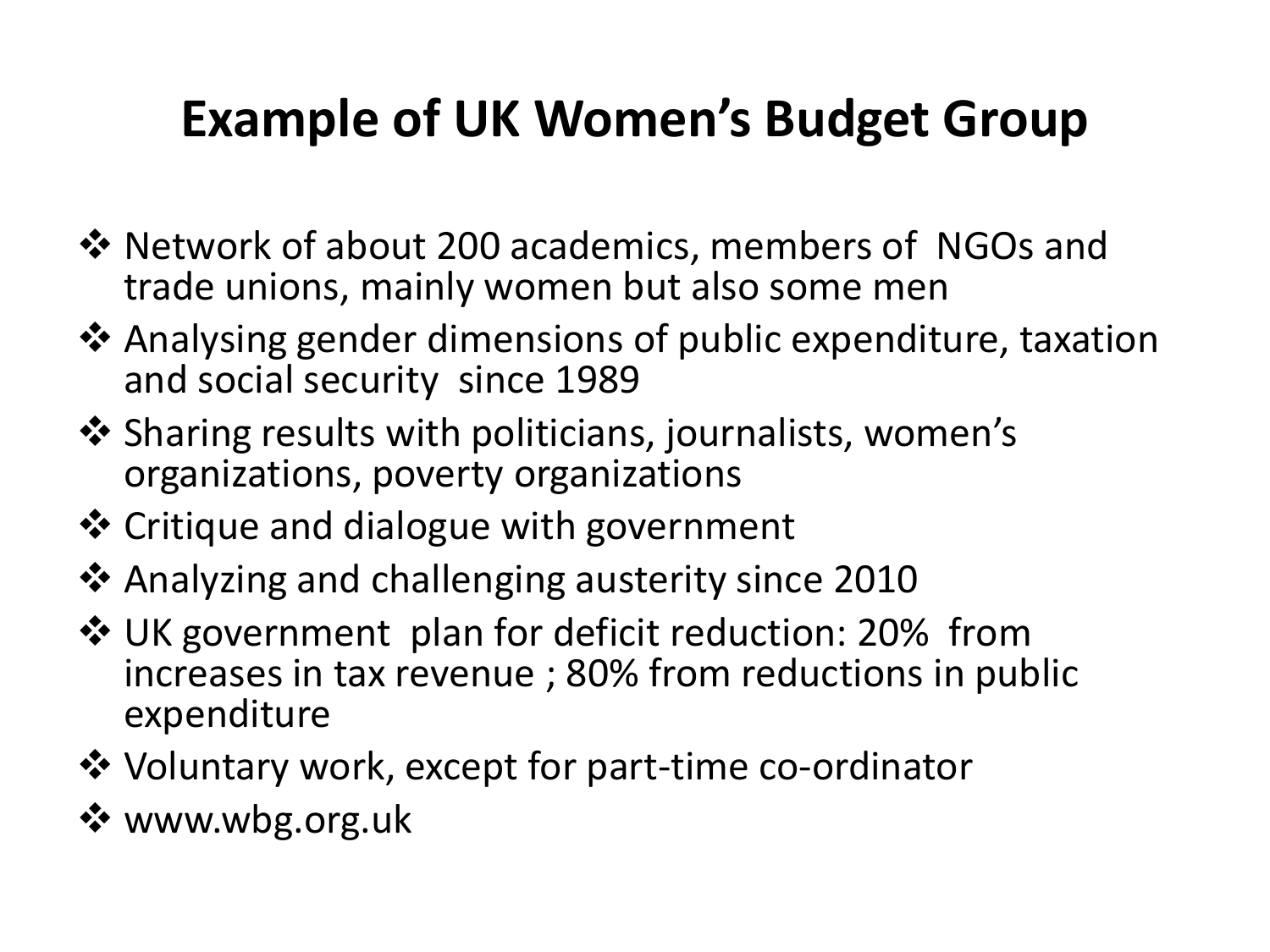# Example of UK Women's Budget Group

- Network of about 200 academics, members of NGOs and trade unions, mainly women but also some men
- Analysing gender dimensions of public expenditure, taxation and social security since 1989
- Sharing results with politicians, journalists, women's organizations, poverty organizations
- Critique and dialogue with government
- Analyzing and challenging austerity since 2010
- UK government plan for deficit reduction: 20% from increases in tax revenue ; 80% from reductions in public expenditure
- Voluntary work, except for part-time co-ordinator
- www.wbg.org.uk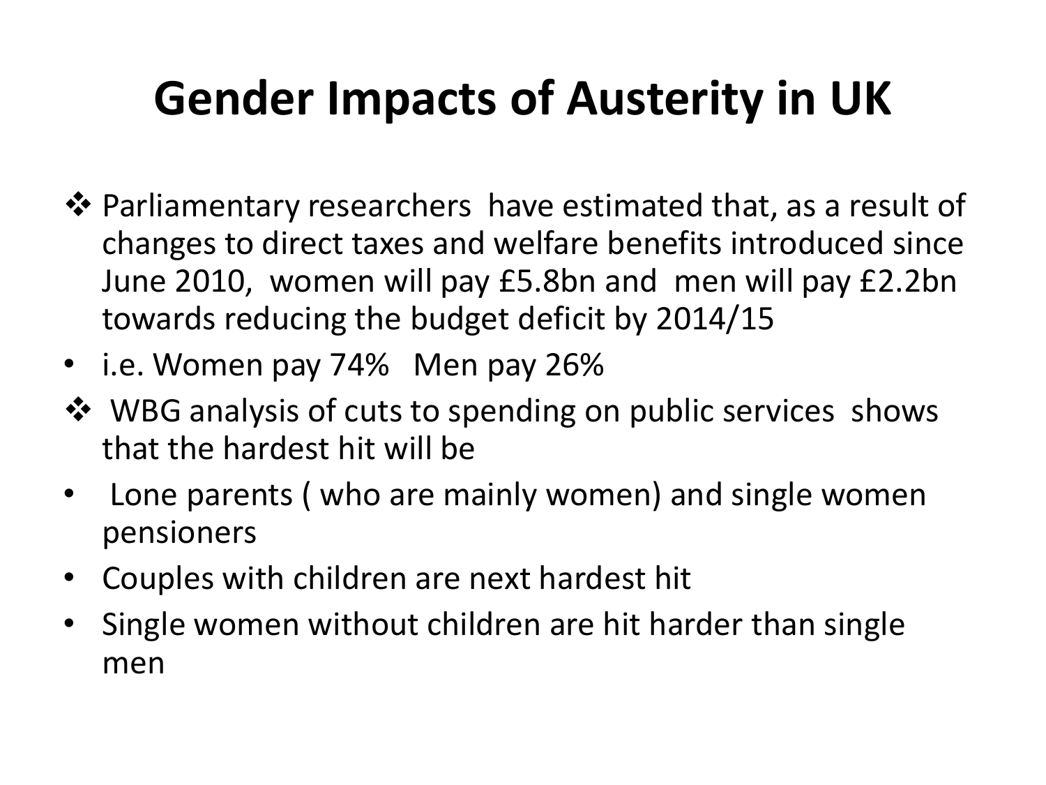# Gender Impacts of Austerity in UK

- ❖ Parliamentary researchers have estimated that, as a result of changes to direct taxes and welfare benefits introduced since June 2010, women will pay £5.8bn and men will pay £2.2bn towards reducing the budget deficit by 2014/15
- i.e. Women pay 74% Men pay 26%
- ❖ WBG analysis of cuts to spending on public services shows that the hardest hit will be
- Lone parents ( who are mainly women) and single women pensioners
- Couples with children are next hardest hit
- Single women without children are hit harder than single men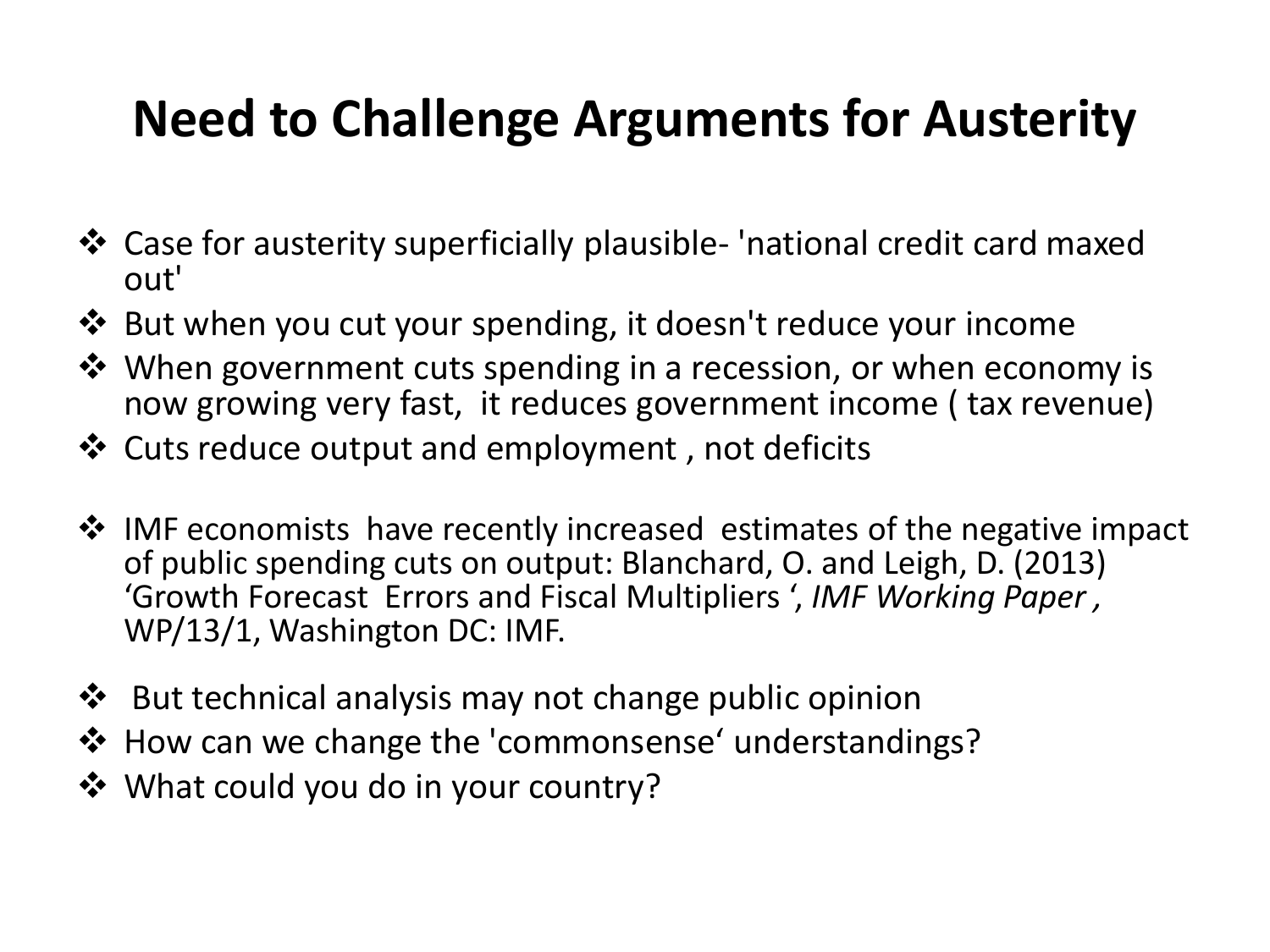# Need to Challenge Arguments for Austerity

- Case for austerity superficially plausible- 'national credit card maxed out'
- But when you cut your spending, it doesn't reduce your income
- When government cuts spending in a recession, or when economy is now growing very fast, it reduces government income ( tax revenue)
- Cuts reduce output and employment , not deficits

- IMF economists have recently increased estimates of the negative impact of public spending cuts on output: Blanchard, O. and Leigh, D. (2013) 'Growth Forecast Errors and Fiscal Multipliers ', *IMF Working Paper ,* WP/13/1, Washington DC: IMF.

- But technical analysis may not change public opinion
- How can we change the 'commonsense' understandings?
- What could you do in your country?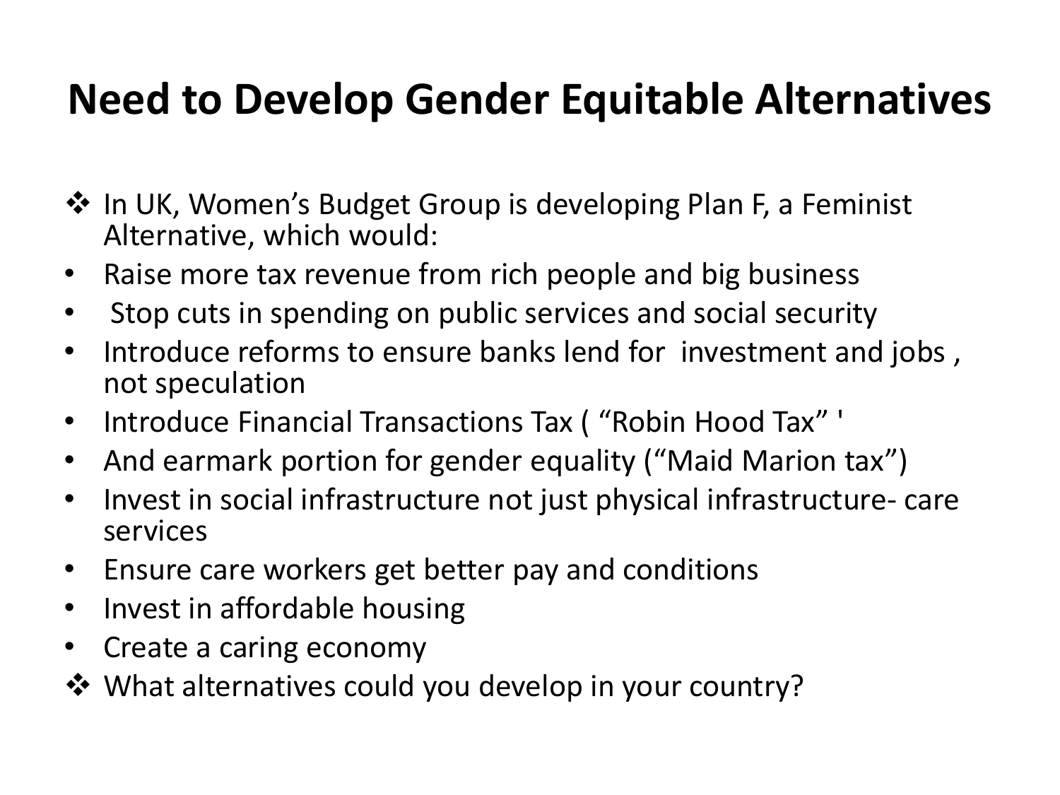# Need to Develop Gender Equitable Alternatives

- ❖ In UK, Women's Budget Group is developing Plan F, a Feminist Alternative, which would:
- Raise more tax revenue from rich people and big business
- Stop cuts in spending on public services and social security
- Introduce reforms to ensure banks lend for investment and jobs , not speculation
- Introduce Financial Transactions Tax ( "Robin Hood Tax" '
- And earmark portion for gender equality ("Maid Marion tax")
- Invest in social infrastructure not just physical infrastructure- care services
- Ensure care workers get better pay and conditions
- Invest in affordable housing
- Create a caring economy
- ❖ What alternatives could you develop in your country?